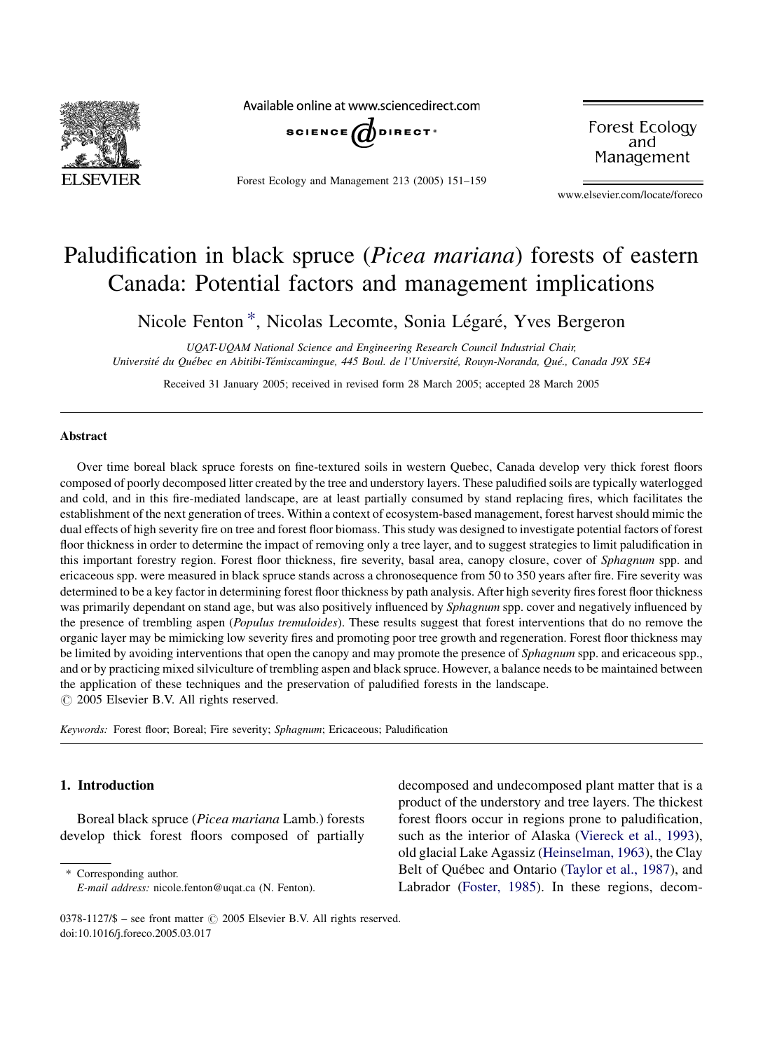# Paludification in black spruce (*Picea mariana*) forests of eastern Canada: Potential factors and management implications

Nicole Fenton *, Nicolas Lecomte, Sonia Légaré, Yves Bergeron

*UQAT-UQAM National Science and Engineering Research Council Industrial Chair, Université du Québec en Abitibi-Témiscamingue, 445 Boul. de l'Université, Rouyn-Noranda, Qué., Canada J9X 5E4*

Received 31 January 2005; received in revised form 28 March 2005; accepted 28 March 2005

## Abstract

Over time boreal black spruce forests on fine-textured soils in western Quebec, Canada develop very thick forest floors composed of poorly decomposed litter created by the tree and understory layers. These paludified soils are typically waterlogged and cold, and in this fire-mediated landscape, are at least partially consumed by stand replacing fires, which facilitates the establishment of the next generation of trees. Within a context of ecosystem-based management, forest harvest should mimic the dual effects of high severity fire on tree and forest floor biomass. This study was designed to investigate potential factors of forest floor thickness in order to determine the impact of removing only a tree layer, and to suggest strategies to limit paludification in this important forestry region. Forest floor thickness, fire severity, basal area, canopy closure, cover of *Sphagnum* spp. and ericaceous spp. were measured in black spruce stands across a chronosequence from 50 to 350 years after fire. Fire severity was determined to be a key factor in determining forest floor thickness by path analysis. After high severity fires forest floor thickness was primarily dependant on stand age, but was also positively influenced by *Sphagnum* spp. cover and negatively influenced by the presence of trembling aspen (*Populus tremuloides*). These results suggest that forest interventions that do no remove the organic layer may be mimicking low severity fires and promoting poor tree growth and regeneration. Forest floor thickness may be limited by avoiding interventions that open the canopy and may promote the presence of *Sphagnum* spp. and ericaceous spp., and or by practicing mixed silviculture of trembling aspen and black spruce. However, a balance needs to be maintained between the application of these techniques and the preservation of paludified forests in the landscape.

© 2005 Elsevier B.V. All rights reserved.

*Keywords:* Forest floor; Boreal; Fire severity; *Sphagnum*; Ericaceous; Paludification

## 1. Introduction

Boreal black spruce (*Picea mariana* Lamb.) forests develop thick forest floors composed of partially decomposed and undecomposed plant matter that is a product of the understory and tree layers. The thickest forest floors occur in regions prone to paludification, such as the interior of Alaska (Viereck et al., 1993), old glacial Lake Agassiz (Heinselman, 1963), the Clay Belt of Québec and Ontario (Taylor et al., 1987), and Labrador (Foster, 1985). In these regions, decom-

* Corresponding author.
*E-mail address:* nicole.fenton@uqat.ca (N. Fenton).

0378-1127/$ – see front matter © 2005 Elsevier B.V. All rights reserved.
doi:10.1016/j.foreco.2005.03.017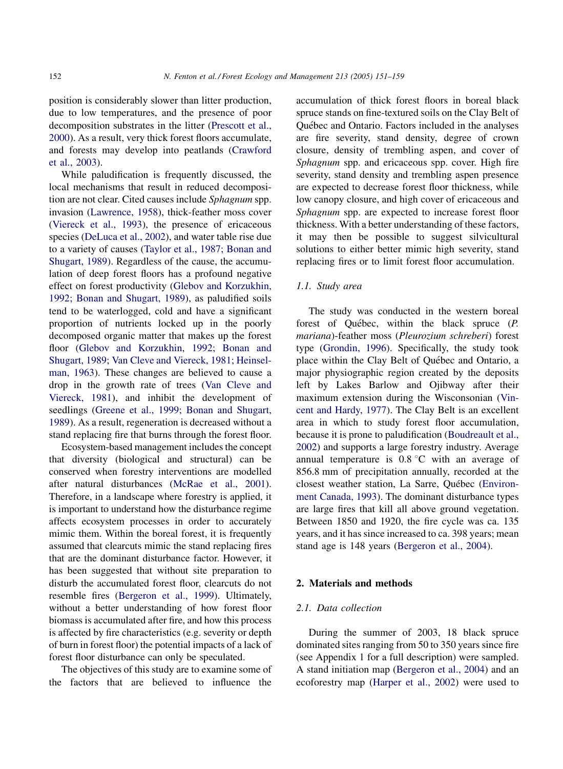position is considerably slower than litter production, due to low temperatures, and the presence of poor decomposition substrates in the litter (Prescott et al., 2000). As a result, very thick forest floors accumulate, and forests may develop into peatlands (Crawford et al., 2003).

While paludification is frequently discussed, the local mechanisms that result in reduced decomposition are not clear. Cited causes include *Sphagnum* spp. invasion (Lawrence, 1958), thick-feather moss cover (Viereck et al., 1993), the presence of ericaceous species (DeLuca et al., 2002), and water table rise due to a variety of causes (Taylor et al., 1987; Bonan and Shugart, 1989). Regardless of the cause, the accumulation of deep forest floors has a profound negative effect on forest productivity (Glebov and Korzukhin, 1992; Bonan and Shugart, 1989), as paludified soils tend to be waterlogged, cold and have a significant proportion of nutrients locked up in the poorly decomposed organic matter that makes up the forest floor (Glebov and Korzukhin, 1992; Bonan and Shugart, 1989; Van Cleve and Viereck, 1981; Heinselman, 1963). These changes are believed to cause a drop in the growth rate of trees (Van Cleve and Viereck, 1981), and inhibit the development of seedlings (Greene et al., 1999; Bonan and Shugart, 1989). As a result, regeneration is decreased without a stand replacing fire that burns through the forest floor.

Ecosystem-based management includes the concept that diversity (biological and structural) can be conserved when forestry interventions are modelled after natural disturbances (McRae et al., 2001). Therefore, in a landscape where forestry is applied, it is important to understand how the disturbance regime affects ecosystem processes in order to accurately mimic them. Within the boreal forest, it is frequently assumed that clearcuts mimic the stand replacing fires that are the dominant disturbance factor. However, it has been suggested that without site preparation to disturb the accumulated forest floor, clearcuts do not resemble fires (Bergeron et al., 1999). Ultimately, without a better understanding of how forest floor biomass is accumulated after fire, and how this process is affected by fire characteristics (e.g. severity or depth of burn in forest floor) the potential impacts of a lack of forest floor disturbance can only be speculated.

The objectives of this study are to examine some of the factors that are believed to influence the accumulation of thick forest floors in boreal black spruce stands on fine-textured soils on the Clay Belt of Québec and Ontario. Factors included in the analyses are fire severity, stand density, degree of crown closure, density of trembling aspen, and cover of *Sphagnum* spp. and ericaceous spp. cover. High fire severity, stand density and trembling aspen presence are expected to decrease forest floor thickness, while low canopy closure, and high cover of ericaceous and *Sphagnum* spp. are expected to increase forest floor thickness. With a better understanding of these factors, it may then be possible to suggest silvicultural solutions to either better mimic high severity, stand replacing fires or to limit forest floor accumulation.

### 1.1. Study area

The study was conducted in the western boreal forest of Québec, within the black spruce (*P. mariana*)-feather moss (*Pleurozium schreberi*) forest type (Grondin, 1996). Specifically, the study took place within the Clay Belt of Québec and Ontario, a major physiographic region created by the deposits left by Lakes Barlow and Ojibway after their maximum extension during the Wisconsonian (Vincent and Hardy, 1977). The Clay Belt is an excellent area in which to study forest floor accumulation, because it is prone to paludification (Boudreault et al., 2002) and supports a large forestry industry. Average annual temperature is 0.8 °C with an average of 856.8 mm of precipitation annually, recorded at the closest weather station, La Sarre, Québec (Environment Canada, 1993). The dominant disturbance types are large fires that kill all above ground vegetation. Between 1850 and 1920, the fire cycle was ca. 135 years, and it has since increased to ca. 398 years; mean stand age is 148 years (Bergeron et al., 2004).

## 2. Materials and methods

### 2.1. Data collection

During the summer of 2003, 18 black spruce dominated sites ranging from 50 to 350 years since fire (see Appendix 1 for a full description) were sampled. A stand initiation map (Bergeron et al., 2004) and an ecoforestry map (Harper et al., 2002) were used to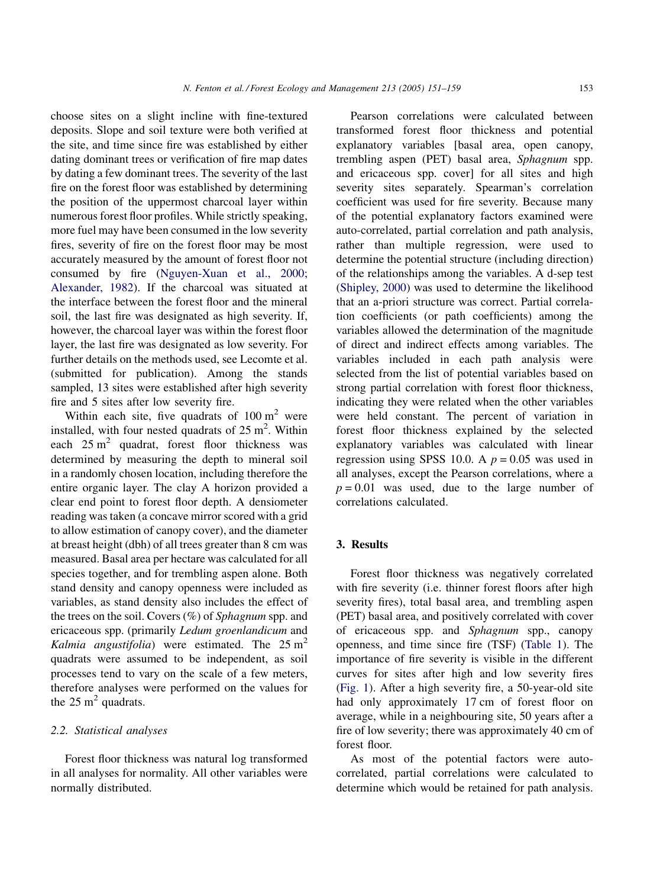choose sites on a slight incline with fine-textured deposits. Slope and soil texture were both verified at the site, and time since fire was established by either dating dominant trees or verification of fire map dates by dating a few dominant trees. The severity of the last fire on the forest floor was established by determining the position of the uppermost charcoal layer within numerous forest floor profiles. While strictly speaking, more fuel may have been consumed in the low severity fires, severity of fire on the forest floor may be most accurately measured by the amount of forest floor not consumed by fire (Nguyen-Xuan et al., 2000; Alexander, 1982). If the charcoal was situated at the interface between the forest floor and the mineral soil, the last fire was designated as high severity. If, however, the charcoal layer was within the forest floor layer, the last fire was designated as low severity. For further details on the methods used, see Lecomte et al. (submitted for publication). Among the stands sampled, 13 sites were established after high severity fire and 5 sites after low severity fire.

Within each site, five quadrats of 100 $m^2$ were installed, with four nested quadrats of 25 $m^2$. Within each 25 $m^2$ quadrat, forest floor thickness was determined by measuring the depth to mineral soil in a randomly chosen location, including therefore the entire organic layer. The clay A horizon provided a clear end point to forest floor depth. A densiometer reading was taken (a concave mirror scored with a grid to allow estimation of canopy cover), and the diameter at breast height (dbh) of all trees greater than 8 cm was measured. Basal area per hectare was calculated for all species together, and for trembling aspen alone. Both stand density and canopy openness were included as variables, as stand density also includes the effect of the trees on the soil. Covers (%) of *Sphagnum* spp. and ericaceous spp. (primarily *Ledum groenlandicum* and *Kalmia angustifolia*) were estimated. The 25 $m^2$ quadrats were assumed to be independent, as soil processes tend to vary on the scale of a few meters, therefore analyses were performed on the values for the 25 $m^2$ quadrats.

### 2.2. Statistical analyses

Forest floor thickness was natural log transformed in all analyses for normality. All other variables were normally distributed.

Pearson correlations were calculated between transformed forest floor thickness and potential explanatory variables [basal area, open canopy, trembling aspen (PET) basal area, *Sphagnum* spp. and ericaceous spp. cover] for all sites and high severity sites separately. Spearman's correlation coefficient was used for fire severity. Because many of the potential explanatory factors examined were auto-correlated, partial correlation and path analysis, rather than multiple regression, were used to determine the potential structure (including direction) of the relationships among the variables. A d-sep test (Shipley, 2000) was used to determine the likelihood that an a-priori structure was correct. Partial correlation coefficients (or path coefficients) among the variables allowed the determination of the magnitude of direct and indirect effects among variables. The variables included in each path analysis were selected from the list of potential variables based on strong partial correlation with forest floor thickness, indicating they were related when the other variables were held constant. The percent of variation in forest floor thickness explained by the selected explanatory variables was calculated with linear regression using SPSS 10.0. A $p = 0.05$ was used in all analyses, except the Pearson correlations, where a $p = 0.01$ was used, due to the large number of correlations calculated.

## 3. Results

Forest floor thickness was negatively correlated with fire severity (i.e. thinner forest floors after high severity fires), total basal area, and trembling aspen (PET) basal area, and positively correlated with cover of ericaceous spp. and *Sphagnum* spp., canopy openness, and time since fire (TSF) (Table 1). The importance of fire severity is visible in the different curves for sites after high and low severity fires (Fig. 1). After a high severity fire, a 50-year-old site had only approximately 17 cm of forest floor on average, while in a neighbouring site, 50 years after a fire of low severity; there was approximately 40 cm of forest floor.

As most of the potential factors were auto-correlated, partial correlations were calculated to determine which would be retained for path analysis.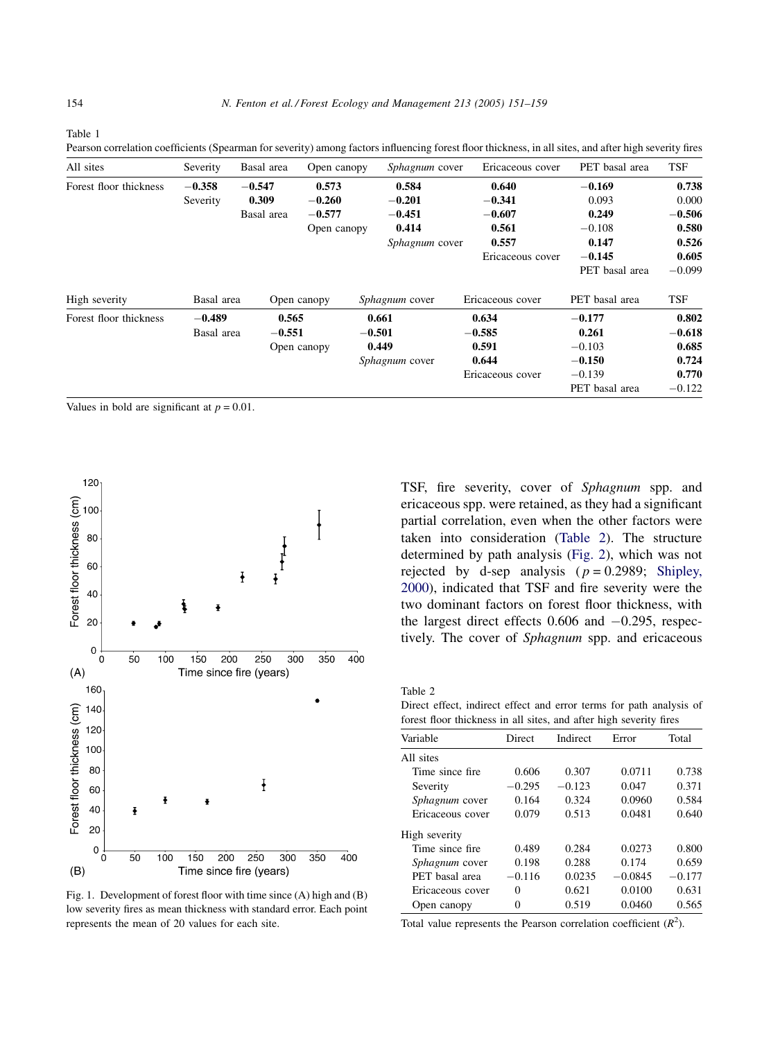Table 1

Pearson correlation coefficients (Spearman for severity) among factors influencing forest floor thickness, in all sites, and after high severity fires

| All sites | Severity | Basal area | Open canopy | *Sphagnum* cover | Ericaceous cover | PET basal area | TSF |
|---|---|---|---|---|---|---|---|
| Forest floor thickness | **−0.358** | **−0.547** | **0.573** | **0.584** | **0.640** | **−0.169** | **0.738** |
| | Severity | **0.309** | **−0.260** | **−0.201** | **−0.341** | 0.093 | 0.000 |
| | | Basal area | **−0.577** | **−0.451** | **−0.607** | **0.249** | **−0.506** |
| | | | Open canopy | **0.414** | **0.561** | −0.108 | **0.580** |
| | | | | *Sphagnum* cover | **0.557** | **0.147** | **0.526** |
| | | | | | Ericaceous cover | **−0.145** | **0.605** |
| | | | | | | PET basal area | −0.099 |

| High severity | Basal area | Open canopy | *Sphagnum* cover | Ericaceous cover | PET basal area | TSF |
|---|---|---|---|---|---|---|
| Forest floor thickness | **−0.489** | **0.565** | **0.661** | **0.634** | **−0.177** | **0.802** |
| | Basal area | **−0.551** | **−0.501** | **−0.585** | **0.261** | **−0.618** |
| | | Open canopy | **0.449** | **0.591** | −0.103 | **0.685** |
| | | | *Sphagnum* cover | **0.644** | **−0.150** | **0.724** |
| | | | | Ericaceous cover | −0.139 | **0.770** |
| | | | | | PET basal area | −0.122 |

Values in bold are significant at $p = 0.01$.

Fig. 1. Development of forest floor with time since (A) high and (B) low severity fires as mean thickness with standard error. Each point represents the mean of 20 values for each site.

TSF, fire severity, cover of *Sphagnum* spp. and ericaceous spp. were retained, as they had a significant partial correlation, even when the other factors were taken into consideration (Table 2). The structure determined by path analysis (Fig. 2), which was not rejected by d-sep analysis ($p = 0.2989$; Shipley, 2000), indicated that TSF and fire severity were the two dominant factors on forest floor thickness, with the largest direct effects 0.606 and −0.295, respectively. The cover of *Sphagnum* spp. and ericaceous

Table 2

Direct effect, indirect effect and error terms for path analysis of forest floor thickness in all sites, and after high severity fires

| Variable | Direct | Indirect | Error | Total |
|---|---|---|---|---|
| All sites | | | | |
| Time since fire | 0.606 | 0.307 | 0.0711 | 0.738 |
| Severity | −0.295 | −0.123 | 0.047 | 0.371 |
| *Sphagnum* cover | 0.164 | 0.324 | 0.0960 | 0.584 |
| Ericaceous cover | 0.079 | 0.513 | 0.0481 | 0.640 |
| High severity | | | | |
| Time since fire | 0.489 | 0.284 | 0.0273 | 0.800 |
| *Sphagnum* cover | 0.198 | 0.288 | 0.174 | 0.659 |
| PET basal area | −0.116 | 0.0235 | −0.0845 | −0.177 |
| Ericaceous cover | 0 | 0.621 | 0.0100 | 0.631 |
| Open canopy | 0 | 0.519 | 0.0460 | 0.565 |

Total value represents the Pearson correlation coefficient ($R^2$).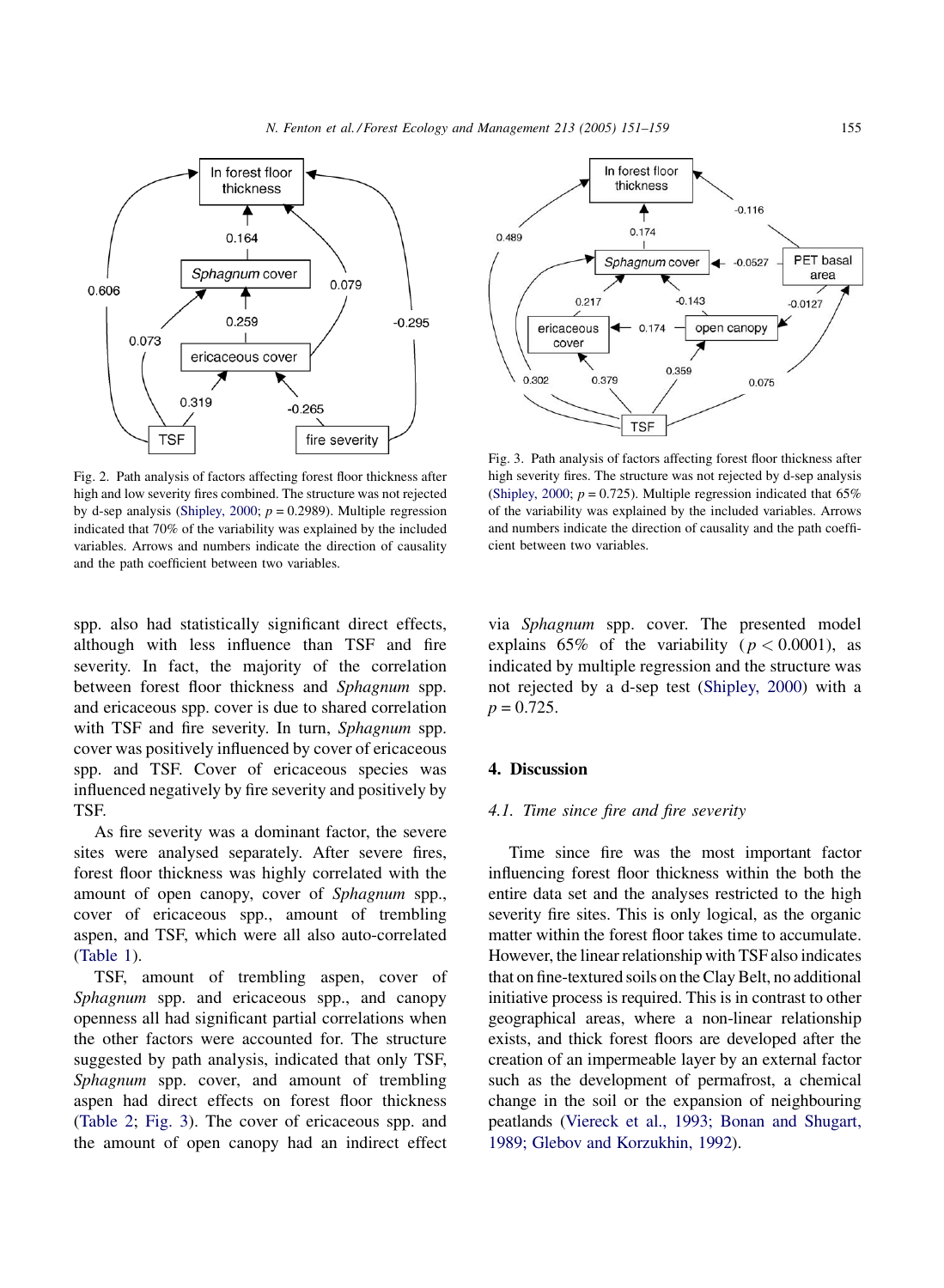Fig. 2. Path analysis of factors affecting forest floor thickness after high and low severity fires combined. The structure was not rejected by d-sep analysis (Shipley, 2000; $p = 0.2989$). Multiple regression indicated that 70% of the variability was explained by the included variables. Arrows and numbers indicate the direction of causality and the path coefficient between two variables.

Fig. 3. Path analysis of factors affecting forest floor thickness after high severity fires. The structure was not rejected by d-sep analysis (Shipley, 2000; $p = 0.725$). Multiple regression indicated that 65% of the variability was explained by the included variables. Arrows and numbers indicate the direction of causality and the path coefficient between two variables.

spp. also had statistically significant direct effects, although with less influence than TSF and fire severity. In fact, the majority of the correlation between forest floor thickness and *Sphagnum* spp. and ericaceous spp. cover is due to shared correlation with TSF and fire severity. In turn, *Sphagnum* spp. cover was positively influenced by cover of ericaceous spp. and TSF. Cover of ericaceous species was influenced negatively by fire severity and positively by TSF.

As fire severity was a dominant factor, the severe sites were analysed separately. After severe fires, forest floor thickness was highly correlated with the amount of open canopy, cover of *Sphagnum* spp., cover of ericaceous spp., amount of trembling aspen, and TSF, which were all also auto-correlated (Table 1).

TSF, amount of trembling aspen, cover of *Sphagnum* spp. and ericaceous spp., and canopy openness all had significant partial correlations when the other factors were accounted for. The structure suggested by path analysis, indicated that only TSF, *Sphagnum* spp. cover, and amount of trembling aspen had direct effects on forest floor thickness (Table 2; Fig. 3). The cover of ericaceous spp. and the amount of open canopy had an indirect effect via *Sphagnum* spp. cover. The presented model explains 65% of the variability ($p < 0.0001$), as indicated by multiple regression and the structure was not rejected by a d-sep test (Shipley, 2000) with a $p = 0.725$.

## 4. Discussion

### 4.1. Time since fire and fire severity

Time since fire was the most important factor influencing forest floor thickness within the both the entire data set and the analyses restricted to the high severity fire sites. This is only logical, as the organic matter within the forest floor takes time to accumulate. However, the linear relationship with TSF also indicates that on fine-textured soils on the Clay Belt, no additional initiative process is required. This is in contrast to other geographical areas, where a non-linear relationship exists, and thick forest floors are developed after the creation of an impermeable layer by an external factor such as the development of permafrost, a chemical change in the soil or the expansion of neighbouring peatlands (Viereck et al., 1993; Bonan and Shugart, 1989; Glebov and Korzukhin, 1992).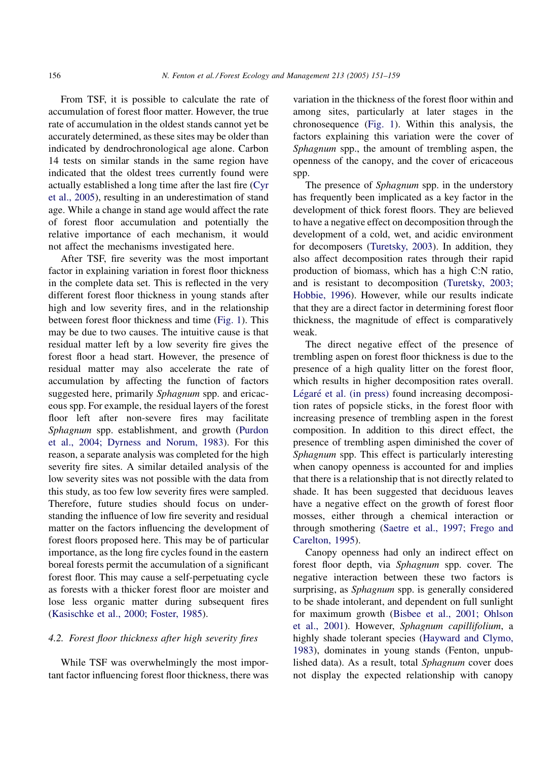From TSF, it is possible to calculate the rate of accumulation of forest floor matter. However, the true rate of accumulation in the oldest stands cannot yet be accurately determined, as these sites may be older than indicated by dendrochronological age alone. Carbon 14 tests on similar stands in the same region have indicated that the oldest trees currently found were actually established a long time after the last fire (Cyr et al., 2005), resulting in an underestimation of stand age. While a change in stand age would affect the rate of forest floor accumulation and potentially the relative importance of each mechanism, it would not affect the mechanisms investigated here.

After TSF, fire severity was the most important factor in explaining variation in forest floor thickness in the complete data set. This is reflected in the very different forest floor thickness in young stands after high and low severity fires, and in the relationship between forest floor thickness and time (Fig. 1). This may be due to two causes. The intuitive cause is that residual matter left by a low severity fire gives the forest floor a head start. However, the presence of residual matter may also accelerate the rate of accumulation by affecting the function of factors suggested here, primarily *Sphagnum* spp. and ericaceous spp. For example, the residual layers of the forest floor left after non-severe fires may facilitate *Sphagnum* spp. establishment, and growth (Purdon et al., 2004; Dyrness and Norum, 1983). For this reason, a separate analysis was completed for the high severity fire sites. A similar detailed analysis of the low severity sites was not possible with the data from this study, as too few low severity fires were sampled. Therefore, future studies should focus on understanding the influence of low fire severity and residual matter on the factors influencing the development of forest floors proposed here. This may be of particular importance, as the long fire cycles found in the eastern boreal forests permit the accumulation of a significant forest floor. This may cause a self-perpetuating cycle as forests with a thicker forest floor are moister and lose less organic matter during subsequent fires (Kasischke et al., 2000; Foster, 1985).

### 4.2. Forest floor thickness after high severity fires

While TSF was overwhelmingly the most important factor influencing forest floor thickness, there was variation in the thickness of the forest floor within and among sites, particularly at later stages in the chronosequence (Fig. 1). Within this analysis, the factors explaining this variation were the cover of *Sphagnum* spp., the amount of trembling aspen, the openness of the canopy, and the cover of ericaceous spp.

The presence of *Sphagnum* spp. in the understory has frequently been implicated as a key factor in the development of thick forest floors. They are believed to have a negative effect on decomposition through the development of a cold, wet, and acidic environment for decomposers (Turetsky, 2003). In addition, they also affect decomposition rates through their rapid production of biomass, which has a high C:N ratio, and is resistant to decomposition (Turetsky, 2003; Hobbie, 1996). However, while our results indicate that they are a direct factor in determining forest floor thickness, the magnitude of effect is comparatively weak.

The direct negative effect of the presence of trembling aspen on forest floor thickness is due to the presence of a high quality litter on the forest floor, which results in higher decomposition rates overall. Légaré et al. (in press) found increasing decomposition rates of popsicle sticks, in the forest floor with increasing presence of trembling aspen in the forest composition. In addition to this direct effect, the presence of trembling aspen diminished the cover of *Sphagnum* spp. This effect is particularly interesting when canopy openness is accounted for and implies that there is a relationship that is not directly related to shade. It has been suggested that deciduous leaves have a negative effect on the growth of forest floor mosses, either through a chemical interaction or through smothering (Saetre et al., 1997; Frego and Carelton, 1995).

Canopy openness had only an indirect effect on forest floor depth, via *Sphagnum* spp. cover. The negative interaction between these two factors is surprising, as *Sphagnum* spp. is generally considered to be shade intolerant, and dependent on full sunlight for maximum growth (Bisbee et al., 2001; Ohlson et al., 2001). However, *Sphagnum capillifolium*, a highly shade tolerant species (Hayward and Clymo, 1983), dominates in young stands (Fenton, unpublished data). As a result, total *Sphagnum* cover does not display the expected relationship with canopy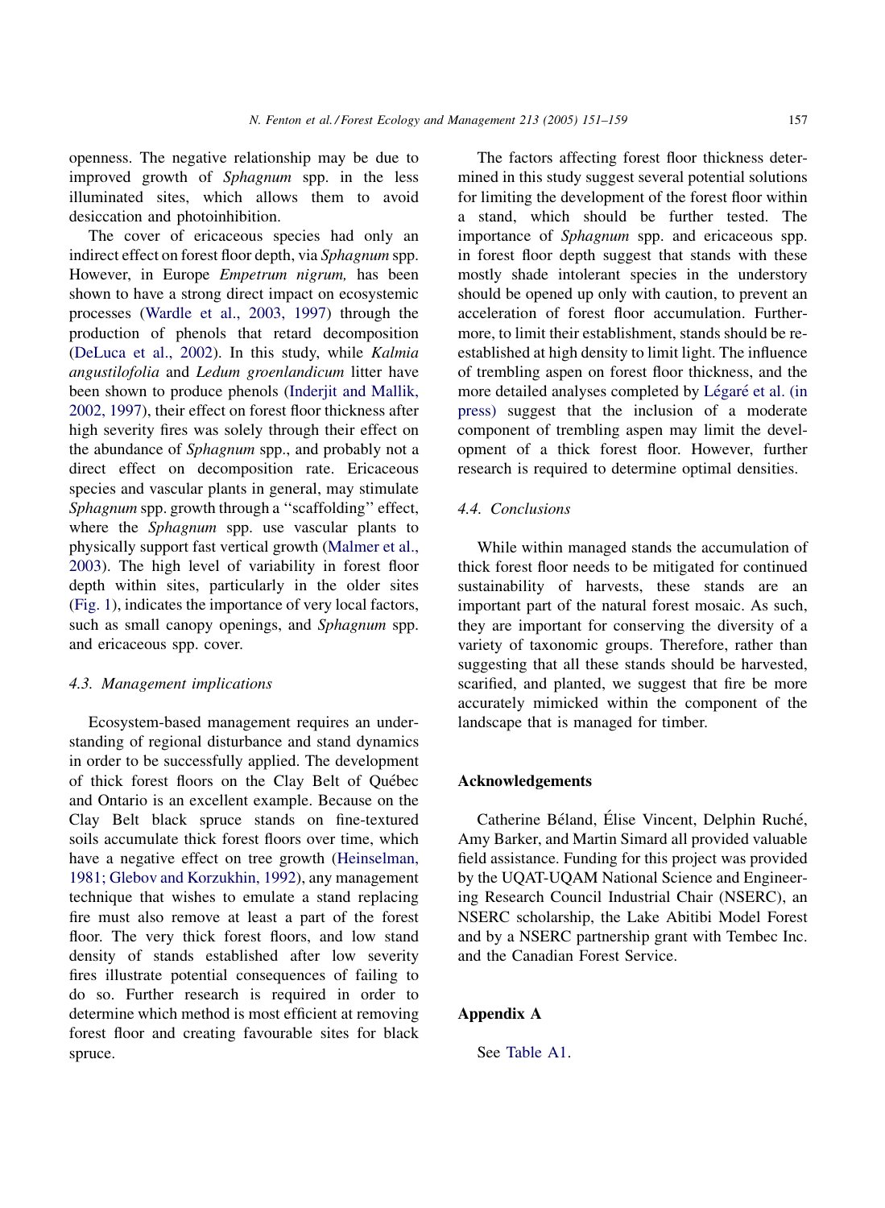openness. The negative relationship may be due to improved growth of *Sphagnum* spp. in the less illuminated sites, which allows them to avoid desiccation and photoinhibition.

The cover of ericaceous species had only an indirect effect on forest floor depth, via *Sphagnum* spp. However, in Europe *Empetrum nigrum,* has been shown to have a strong direct impact on ecosystemic processes (Wardle et al., 2003, 1997) through the production of phenols that retard decomposition (DeLuca et al., 2002). In this study, while *Kalmia angustilofolia* and *Ledum groenlandicum* litter have been shown to produce phenols (Inderjit and Mallik, 2002, 1997), their effect on forest floor thickness after high severity fires was solely through their effect on the abundance of *Sphagnum* spp., and probably not a direct effect on decomposition rate. Ericaceous species and vascular plants in general, may stimulate *Sphagnum* spp. growth through a ''scaffolding'' effect, where the *Sphagnum* spp. use vascular plants to physically support fast vertical growth (Malmer et al., 2003). The high level of variability in forest floor depth within sites, particularly in the older sites (Fig. 1), indicates the importance of very local factors, such as small canopy openings, and *Sphagnum* spp. and ericaceous spp. cover.

### 4.3. Management implications

Ecosystem-based management requires an understanding of regional disturbance and stand dynamics in order to be successfully applied. The development of thick forest floors on the Clay Belt of Québec and Ontario is an excellent example. Because on the Clay Belt black spruce stands on fine-textured soils accumulate thick forest floors over time, which have a negative effect on tree growth (Heinselman, 1981; Glebov and Korzukhin, 1992), any management technique that wishes to emulate a stand replacing fire must also remove at least a part of the forest floor. The very thick forest floors, and low stand density of stands established after low severity fires illustrate potential consequences of failing to do so. Further research is required in order to determine which method is most efficient at removing forest floor and creating favourable sites for black spruce.

The factors affecting forest floor thickness determined in this study suggest several potential solutions for limiting the development of the forest floor within a stand, which should be further tested. The importance of *Sphagnum* spp. and ericaceous spp. in forest floor depth suggest that stands with these mostly shade intolerant species in the understory should be opened up only with caution, to prevent an acceleration of forest floor accumulation. Furthermore, to limit their establishment, stands should be re-established at high density to limit light. The influence of trembling aspen on forest floor thickness, and the more detailed analyses completed by Légaré et al. (in press) suggest that the inclusion of a moderate component of trembling aspen may limit the development of a thick forest floor. However, further research is required to determine optimal densities.

### 4.4. Conclusions

While within managed stands the accumulation of thick forest floor needs to be mitigated for continued sustainability of harvests, these stands are an important part of the natural forest mosaic. As such, they are important for conserving the diversity of a variety of taxonomic groups. Therefore, rather than suggesting that all these stands should be harvested, scarified, and planted, we suggest that fire be more accurately mimicked within the component of the landscape that is managed for timber.

## Acknowledgements

Catherine Béland, Élise Vincent, Delphin Ruché, Amy Barker, and Martin Simard all provided valuable field assistance. Funding for this project was provided by the UQAT-UQAM National Science and Engineering Research Council Industrial Chair (NSERC), an NSERC scholarship, the Lake Abitibi Model Forest and by a NSERC partnership grant with Tembec Inc. and the Canadian Forest Service.

## Appendix A

See Table A1.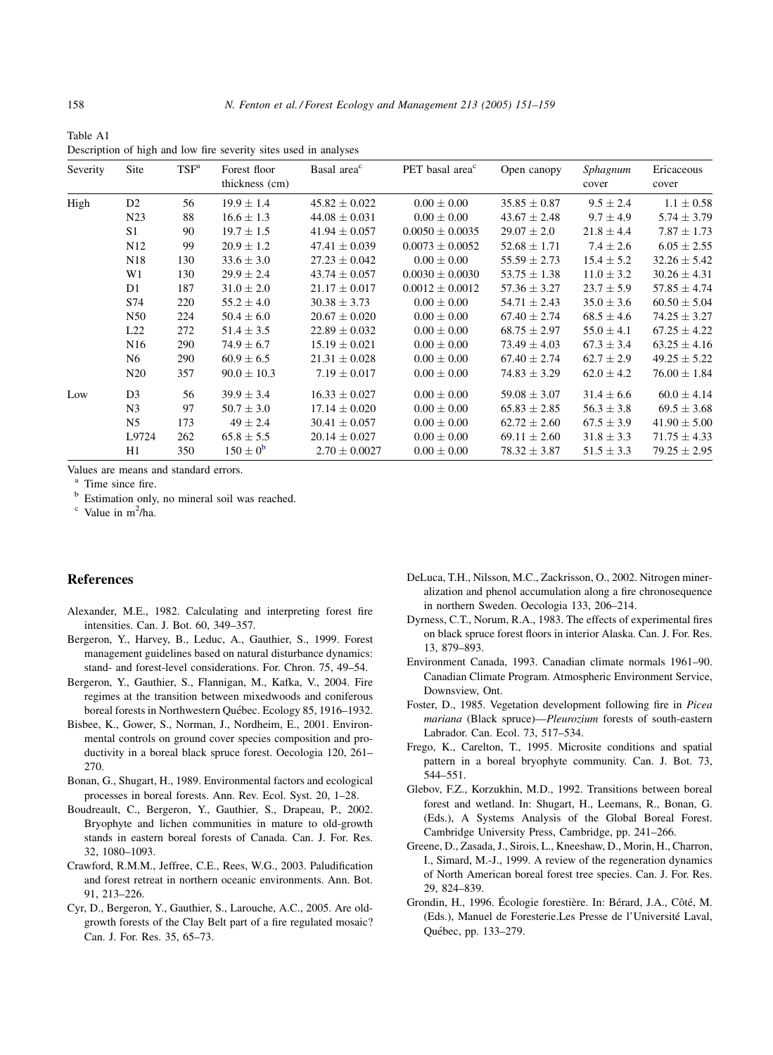Table A1

Description of high and low fire severity sites used in analyses

| Severity | Site | TSF[a] | Forest floor thickness (cm) | Basal area[c] | PET basal area[c] | Open canopy | *Sphagnum* cover | Ericaceous cover |
|---|---|---|---|---|---|---|---|---|
| High | D2 | 56 | $19.9 \pm 1.4$ | $45.82 \pm 0.022$ | $0.00 \pm 0.00$ | $35.85 \pm 0.87$ | $9.5 \pm 2.4$ | $1.1 \pm 0.58$ |
| | N23 | 88 | $16.6 \pm 1.3$ | $44.08 \pm 0.031$ | $0.00 \pm 0.00$ | $43.67 \pm 2.48$ | $9.7 \pm 4.9$ | $5.74 \pm 3.79$ |
| | S1 | 90 | $19.7 \pm 1.5$ | $41.94 \pm 0.057$ | $0.0050 \pm 0.0035$ | $29.07 \pm 2.0$ | $21.8 \pm 4.4$ | $7.87 \pm 1.73$ |
| | N12 | 99 | $20.9 \pm 1.2$ | $47.41 \pm 0.039$ | $0.0073 \pm 0.0052$ | $52.68 \pm 1.71$ | $7.4 \pm 2.6$ | $6.05 \pm 2.55$ |
| | N18 | 130 | $33.6 \pm 3.0$ | $27.23 \pm 0.042$ | $0.00 \pm 0.00$ | $55.59 \pm 2.73$ | $15.4 \pm 5.2$ | $32.26 \pm 5.42$ |
| | W1 | 130 | $29.9 \pm 2.4$ | $43.74 \pm 0.057$ | $0.0030 \pm 0.0030$ | $53.75 \pm 1.38$ | $11.0 \pm 3.2$ | $30.26 \pm 4.31$ |
| | D1 | 187 | $31.0 \pm 2.0$ | $21.17 \pm 0.017$ | $0.0012 \pm 0.0012$ | $57.36 \pm 3.27$ | $23.7 \pm 5.9$ | $57.85 \pm 4.74$ |
| | S74 | 220 | $55.2 \pm 4.0$ | $30.38 \pm 3.73$ | $0.00 \pm 0.00$ | $54.71 \pm 2.43$ | $35.0 \pm 3.6$ | $60.50 \pm 5.04$ |
| | N50 | 224 | $50.4 \pm 6.0$ | $20.67 \pm 0.020$ | $0.00 \pm 0.00$ | $67.40 \pm 2.74$ | $68.5 \pm 4.6$ | $74.25 \pm 3.27$ |
| | L22 | 272 | $51.4 \pm 3.5$ | $22.89 \pm 0.032$ | $0.00 \pm 0.00$ | $68.75 \pm 2.97$ | $55.0 \pm 4.1$ | $67.25 \pm 4.22$ |
| | N16 | 290 | $74.9 \pm 6.7$ | $15.19 \pm 0.021$ | $0.00 \pm 0.00$ | $73.49 \pm 4.03$ | $67.3 \pm 3.4$ | $63.25 \pm 4.16$ |
| | N6 | 290 | $60.9 \pm 6.5$ | $21.31 \pm 0.028$ | $0.00 \pm 0.00$ | $67.40 \pm 2.74$ | $62.7 \pm 2.9$ | $49.25 \pm 5.22$ |
| | N20 | 357 | $90.0 \pm 10.3$ | $7.19 \pm 0.017$ | $0.00 \pm 0.00$ | $74.83 \pm 3.29$ | $62.0 \pm 4.2$ | $76.00 \pm 1.84$ |
| Low | D3 | 56 | $39.9 \pm 3.4$ | $16.33 \pm 0.027$ | $0.00 \pm 0.00$ | $59.08 \pm 3.07$ | $31.4 \pm 6.6$ | $60.0 \pm 4.14$ |
| | N3 | 97 | $50.7 \pm 3.0$ | $17.14 \pm 0.020$ | $0.00 \pm 0.00$ | $65.83 \pm 2.85$ | $56.3 \pm 3.8$ | $69.5 \pm 3.68$ |
| | N5 | 173 | $49 \pm 2.4$ | $30.41 \pm 0.057$ | $0.00 \pm 0.00$ | $62.72 \pm 2.60$ | $67.5 \pm 3.9$ | $41.90 \pm 5.00$ |
| | L9724 | 262 | $65.8 \pm 5.5$ | $20.14 \pm 0.027$ | $0.00 \pm 0.00$ | $69.11 \pm 2.60$ | $31.8 \pm 3.3$ | $71.75 \pm 4.33$ |
| | H1 | 350 | $150 \pm 0$[b] | $2.70 \pm 0.0027$ | $0.00 \pm 0.00$ | $78.32 \pm 3.87$ | $51.5 \pm 3.3$ | $79.25 \pm 2.95$ |

Values are means and standard errors.

[a] Time since fire.

[b] Estimation only, no mineral soil was reached.

[c] Value in $m^2$/ha.

## References

Alexander, M.E., 1982. Calculating and interpreting forest fire intensities. Can. J. Bot. 60, 349–357.

Bergeron, Y., Harvey, B., Leduc, A., Gauthier, S., 1999. Forest management guidelines based on natural disturbance dynamics: stand- and forest-level considerations. For. Chron. 75, 49–54.

Bergeron, Y., Gauthier, S., Flannigan, M., Kafka, V., 2004. Fire regimes at the transition between mixedwoods and coniferous boreal forests in Northwestern Québec. Ecology 85, 1916–1932.

Bisbee, K., Gower, S., Norman, J., Nordheim, E., 2001. Environmental controls on ground cover species composition and productivity in a boreal black spruce forest. Oecologia 120, 261–270.

Bonan, G., Shugart, H., 1989. Environmental factors and ecological processes in boreal forests. Ann. Rev. Ecol. Syst. 20, 1–28.

Boudreault, C., Bergeron, Y., Gauthier, S., Drapeau, P., 2002. Bryophyte and lichen communities in mature to old-growth stands in eastern boreal forests of Canada. Can. J. For. Res. 32, 1080–1093.

Crawford, R.M.M., Jeffree, C.E., Rees, W.G., 2003. Paludification and forest retreat in northern oceanic environments. Ann. Bot. 91, 213–226.

Cyr, D., Bergeron, Y., Gauthier, S., Larouche, A.C., 2005. Are old-growth forests of the Clay Belt part of a fire regulated mosaic? Can. J. For. Res. 35, 65–73.

DeLuca, T.H., Nilsson, M.C., Zackrisson, O., 2002. Nitrogen mineralization and phenol accumulation along a fire chronosequence in northern Sweden. Oecologia 133, 206–214.

Dyrness, C.T., Norum, R.A., 1983. The effects of experimental fires on black spruce forest floors in interior Alaska. Can. J. For. Res. 13, 879–893.

Environment Canada, 1993. Canadian climate normals 1961–90. Canadian Climate Program. Atmospheric Environment Service, Downsview, Ont.

Foster, D., 1985. Vegetation development following fire in *Picea mariana* (Black spruce)—*Pleurozium* forests of south-eastern Labrador. Can. Ecol. 73, 517–534.

Frego, K., Carelton, T., 1995. Microsite conditions and spatial pattern in a boreal bryophyte community. Can. J. Bot. 73, 544–551.

Glebov, F.Z., Korzukhin, M.D., 1992. Transitions between boreal forest and wetland. In: Shugart, H., Leemans, R., Bonan, G. (Eds.), A Systems Analysis of the Global Boreal Forest. Cambridge University Press, Cambridge, pp. 241–266.

Greene, D., Zasada, J., Sirois, L., Kneeshaw, D., Morin, H., Charron, I., Simard, M.-J., 1999. A review of the regeneration dynamics of North American boreal forest tree species. Can. J. For. Res. 29, 824–839.

Grondin, H., 1996. Écologie forestière. In: Bérard, J.A., Côté, M. (Eds.), Manuel de Foresterie.Les Presse de l'Université Laval, Québec, pp. 133–279.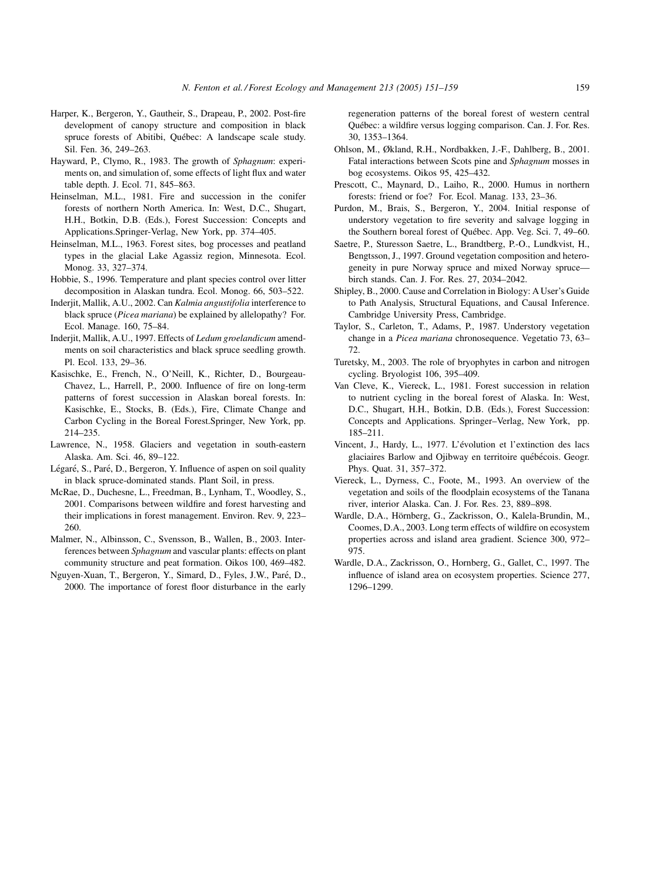Harper, K., Bergeron, Y., Gautheir, S., Drapeau, P., 2002. Post-fire development of canopy structure and composition in black spruce forests of Abitibi, Québec: A landscape scale study. Sil. Fen. 36, 249–263.

Hayward, P., Clymo, R., 1983. The growth of *Sphagnum*: experiments on, and simulation of, some effects of light flux and water table depth. J. Ecol. 71, 845–863.

Heinselman, M.L., 1981. Fire and succession in the conifer forests of northern North America. In: West, D.C., Shugart, H.H., Botkin, D.B. (Eds.), Forest Succession: Concepts and Applications.Springer-Verlag, New York, pp. 374–405.

Heinselman, M.L., 1963. Forest sites, bog processes and peatland types in the glacial Lake Agassiz region, Minnesota. Ecol. Monog. 33, 327–374.

Hobbie, S., 1996. Temperature and plant species control over litter decomposition in Alaskan tundra. Ecol. Monog. 66, 503–522.

Inderjit, Mallik, A.U., 2002. Can *Kalmia angustifolia* interference to black spruce (*Picea mariana*) be explained by allelopathy? For. Ecol. Manage. 160, 75–84.

Inderjit, Mallik, A.U., 1997. Effects of *Ledum groelandicum* amendments on soil characteristics and black spruce seedling growth. Pl. Ecol. 133, 29–36.

Kasischke, E., French, N., O'Neill, K., Richter, D., Bourgeau-Chavez, L., Harrell, P., 2000. Influence of fire on long-term patterns of forest succession in Alaskan boreal forests. In: Kasischke, E., Stocks, B. (Eds.), Fire, Climate Change and Carbon Cycling in the Boreal Forest.Springer, New York, pp. 214–235.

Lawrence, N., 1958. Glaciers and vegetation in south-eastern Alaska. Am. Sci. 46, 89–122.

Légaré, S., Paré, D., Bergeron, Y. Influence of aspen on soil quality in black spruce-dominated stands. Plant Soil, in press.

McRae, D., Duchesne, L., Freedman, B., Lynham, T., Woodley, S., 2001. Comparisons between wildfire and forest harvesting and their implications in forest management. Environ. Rev. 9, 223–260.

Malmer, N., Albinsson, C., Svensson, B., Wallen, B., 2003. Interferences between *Sphagnum* and vascular plants: effects on plant community structure and peat formation. Oikos 100, 469–482.

Nguyen-Xuan, T., Bergeron, Y., Simard, D., Fyles, J.W., Paré, D., 2000. The importance of forest floor disturbance in the early regeneration patterns of the boreal forest of western central Québec: a wildfire versus logging comparison. Can. J. For. Res. 30, 1353–1364.

Ohlson, M., Økland, R.H., Nordbakken, J.-F., Dahlberg, B., 2001. Fatal interactions between Scots pine and *Sphagnum* mosses in bog ecosystems. Oikos 95, 425–432.

Prescott, C., Maynard, D., Laiho, R., 2000. Humus in northern forests: friend or foe? For. Ecol. Manag. 133, 23–36.

Purdon, M., Brais, S., Bergeron, Y., 2004. Initial response of understory vegetation to fire severity and salvage logging in the Southern boreal forest of Québec. App. Veg. Sci. 7, 49–60.

Saetre, P., Sturesson Saetre, L., Brandtberg, P.-O., Lundkvist, H., Bengtsson, J., 1997. Ground vegetation composition and heterogeneity in pure Norway spruce and mixed Norway spruce—birch stands. Can. J. For. Res. 27, 2034–2042.

Shipley, B., 2000. Cause and Correlation in Biology: A User's Guide to Path Analysis, Structural Equations, and Causal Inference. Cambridge University Press, Cambridge.

Taylor, S., Carleton, T., Adams, P., 1987. Understory vegetation change in a *Picea mariana* chronosequence. Vegetatio 73, 63–72.

Turetsky, M., 2003. The role of bryophytes in carbon and nitrogen cycling. Bryologist 106, 395–409.

Van Cleve, K., Viereck, L., 1981. Forest succession in relation to nutrient cycling in the boreal forest of Alaska. In: West, D.C., Shugart, H.H., Botkin, D.B. (Eds.), Forest Succession: Concepts and Applications. Springer–Verlag, New York, pp. 185–211.

Vincent, J., Hardy, L., 1977. L'évolution et l'extinction des lacs glaciaires Barlow and Ojibway en territoire québécois. Geogr. Phys. Quat. 31, 357–372.

Viereck, L., Dyrness, C., Foote, M., 1993. An overview of the vegetation and soils of the floodplain ecosystems of the Tanana river, interior Alaska. Can. J. For. Res. 23, 889–898.

Wardle, D.A., Hörnberg, G., Zackrisson, O., Kalela-Brundin, M., Coomes, D.A., 2003. Long term effects of wildfire on ecosystem properties across and island area gradient. Science 300, 972–975.

Wardle, D.A., Zackrisson, O., Hornberg, G., Gallet, C., 1997. The influence of island area on ecosystem properties. Science 277, 1296–1299.